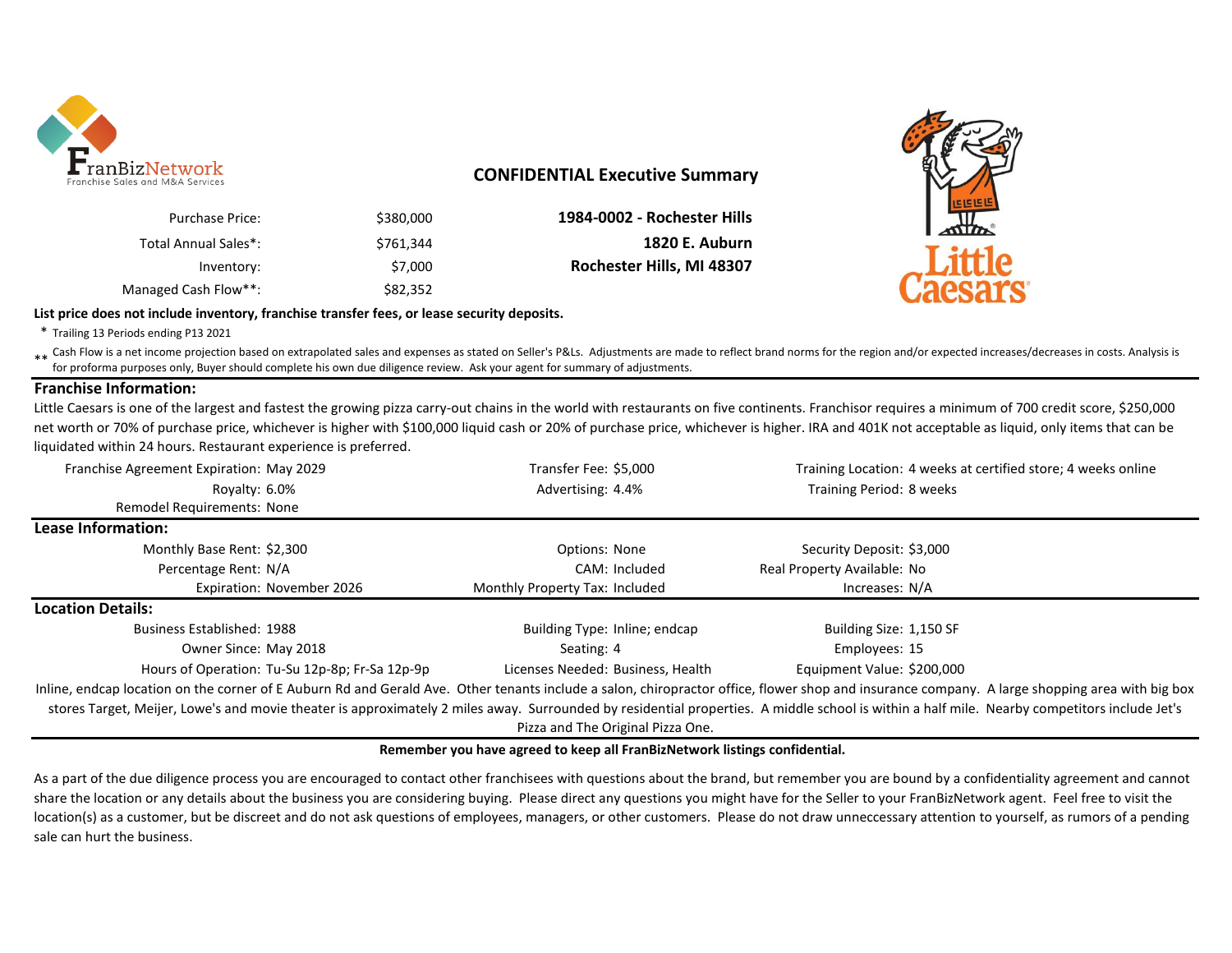FranBizNetwork
Franchise Sales and M&A Services

## CONFIDENTIAL Executive Summary

| | |
|---|---|
| Purchase Price: | $380,000 |
| Total Annual Sales*: | $761,344 |
| Inventory: | $7,000 |
| Managed Cash Flow**: | $82,352 |

**1984-0002 - Rochester Hills**
**1820 E. Auburn**
**Rochester Hills, MI 48307**

**List price does not include inventory, franchise transfer fees, or lease security deposits.**

\* Trailing 13 Periods ending P13 2021

\*\* Cash Flow is a net income projection based on extrapolated sales and expenses as stated on Seller's P&Ls. Adjustments are made to reflect brand norms for the region and/or expected increases/decreases in costs. Analysis is for proforma purposes only, Buyer should complete his own due diligence review. Ask your agent for summary of adjustments.

### Franchise Information:

Little Caesars is one of the largest and fastest the growing pizza carry-out chains in the world with restaurants on five continents. Franchisor requires a minimum of 700 credit score, $250,000 net worth or 70% of purchase price, whichever is higher with $100,000 liquid cash or 20% of purchase price, whichever is higher. IRA and 401K not acceptable as liquid, only items that can be liquidated within 24 hours. Restaurant experience is preferred.

| | | |
|---|---|---|
| Franchise Agreement Expiration: May 2029 | Transfer Fee: $5,000 | Training Location: 4 weeks at certified store; 4 weeks online |
| Royalty: 6.0% | Advertising: 4.4% | Training Period: 8 weeks |
| Remodel Requirements: None | | |

### Lease Information:

| | | |
|---|---|---|
| Monthly Base Rent: $2,300 | Options: None | Security Deposit: $3,000 |
| Percentage Rent: N/A | CAM: Included | Real Property Available: No |
| Expiration: November 2026 | Monthly Property Tax: Included | Increases: N/A |

### Location Details:

| | | |
|---|---|---|
| Business Established: 1988 | Building Type: Inline; endcap | Building Size: 1,150 SF |
| Owner Since: May 2018 | Seating: 4 | Employees: 15 |
| Hours of Operation: Tu-Su 12p-8p; Fr-Sa 12p-9p | Licenses Needed: Business, Health | Equipment Value: $200,000 |

Inline, endcap location on the corner of E Auburn Rd and Gerald Ave. Other tenants include a salon, chiropractor office, flower shop and insurance company. A large shopping area with big box stores Target, Meijer, Lowe's and movie theater is approximately 2 miles away. Surrounded by residential properties. A middle school is within a half mile. Nearby competitors include Jet's Pizza and The Original Pizza One.

**Remember you have agreed to keep all FranBizNetwork listings confidential.**

As a part of the due diligence process you are encouraged to contact other franchisees with questions about the brand, but remember you are bound by a confidentiality agreement and cannot share the location or any details about the business you are considering buying. Please direct any questions you might have for the Seller to your FranBizNetwork agent. Feel free to visit the location(s) as a customer, but be discreet and do not ask questions of employees, managers, or other customers. Please do not draw unneccessary attention to yourself, as rumors of a pending sale can hurt the business.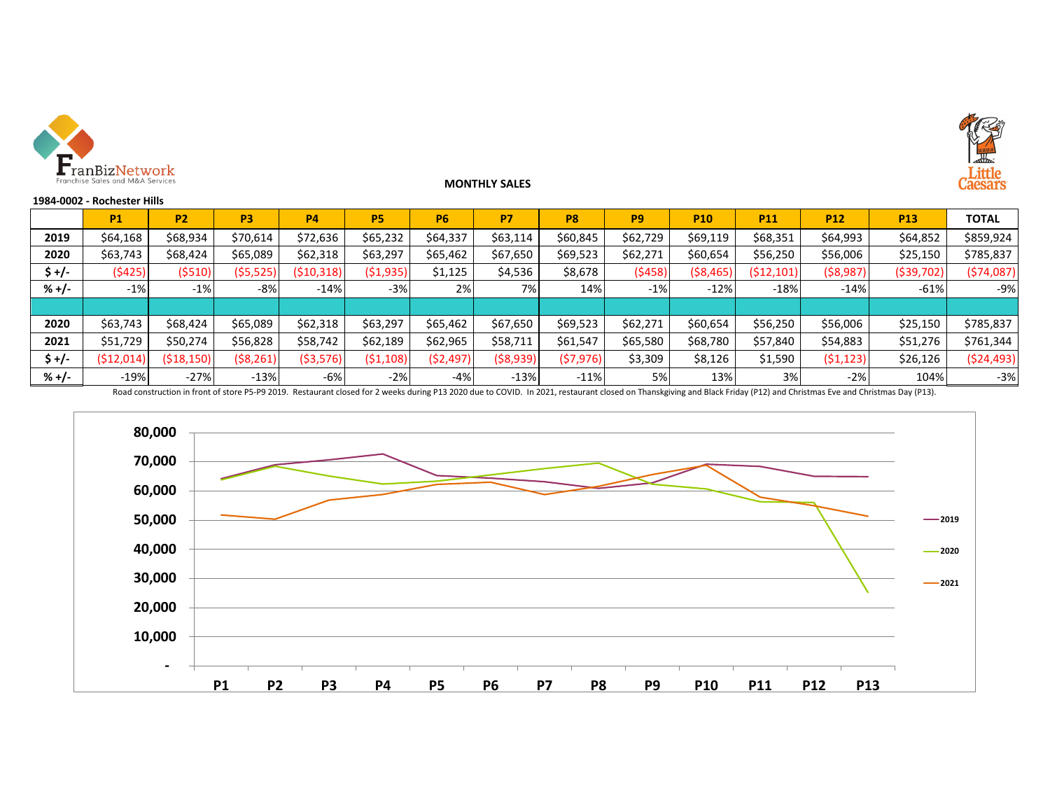**MONTHLY SALES**

**1984-0002 - Rochester Hills**

| | P1 | P2 | P3 | P4 | P5 | P6 | P7 | P8 | P9 | P10 | P11 | P12 | P13 | TOTAL |
|---|---|---|---|---|---|---|---|---|---|---|---|---|---|---|
| **2019** | $64,168 | $68,934 | $70,614 | $72,636 | $65,232 | $64,337 | $63,114 | $60,845 | $62,729 | $69,119 | $68,351 | $64,993 | $64,852 | $859,924 |
| **2020** | $63,743 | $68,424 | $65,089 | $62,318 | $63,297 | $65,462 | $67,650 | $69,523 | $62,271 | $60,654 | $56,250 | $56,006 | $25,150 | $785,837 |
| **$ +/-** | ($425) | ($510) | ($5,525) | ($10,318) | ($1,935) | $1,125 | $4,536 | $8,678 | ($458) | ($8,465) | ($12,101) | ($8,987) | ($39,702) | ($74,087) |
| **% +/-** | -1% | -1% | -8% | -14% | -3% | 2% | 7% | 14% | -1% | -12% | -18% | -14% | -61% | -9% |
| | | | | | | | | | | | | | | |
| **2020** | $63,743 | $68,424 | $65,089 | $62,318 | $63,297 | $65,462 | $67,650 | $69,523 | $62,271 | $60,654 | $56,250 | $56,006 | $25,150 | $785,837 |
| **2021** | $51,729 | $50,274 | $56,828 | $58,742 | $62,189 | $62,965 | $58,711 | $61,547 | $65,580 | $68,780 | $57,840 | $54,883 | $51,276 | $761,344 |
| **$ +/-** | ($12,014) | ($18,150) | ($8,261) | ($3,576) | ($1,108) | ($2,497) | ($8,939) | ($7,976) | $3,309 | $8,126 | $1,590 | ($1,123) | $26,126 | ($24,493) |
| **% +/-** | -19% | -27% | -13% | -6% | -2% | -4% | -13% | -11% | 5% | 13% | 3% | -2% | 104% | -3% |

Road construction in front of store P5-P9 2019. Restaurant closed for 2 weeks during P13 2020 due to COVID. In 2021, restaurant closed on Thanskgiving and Black Friday (P12) and Christmas Eve and Christmas Day (P13).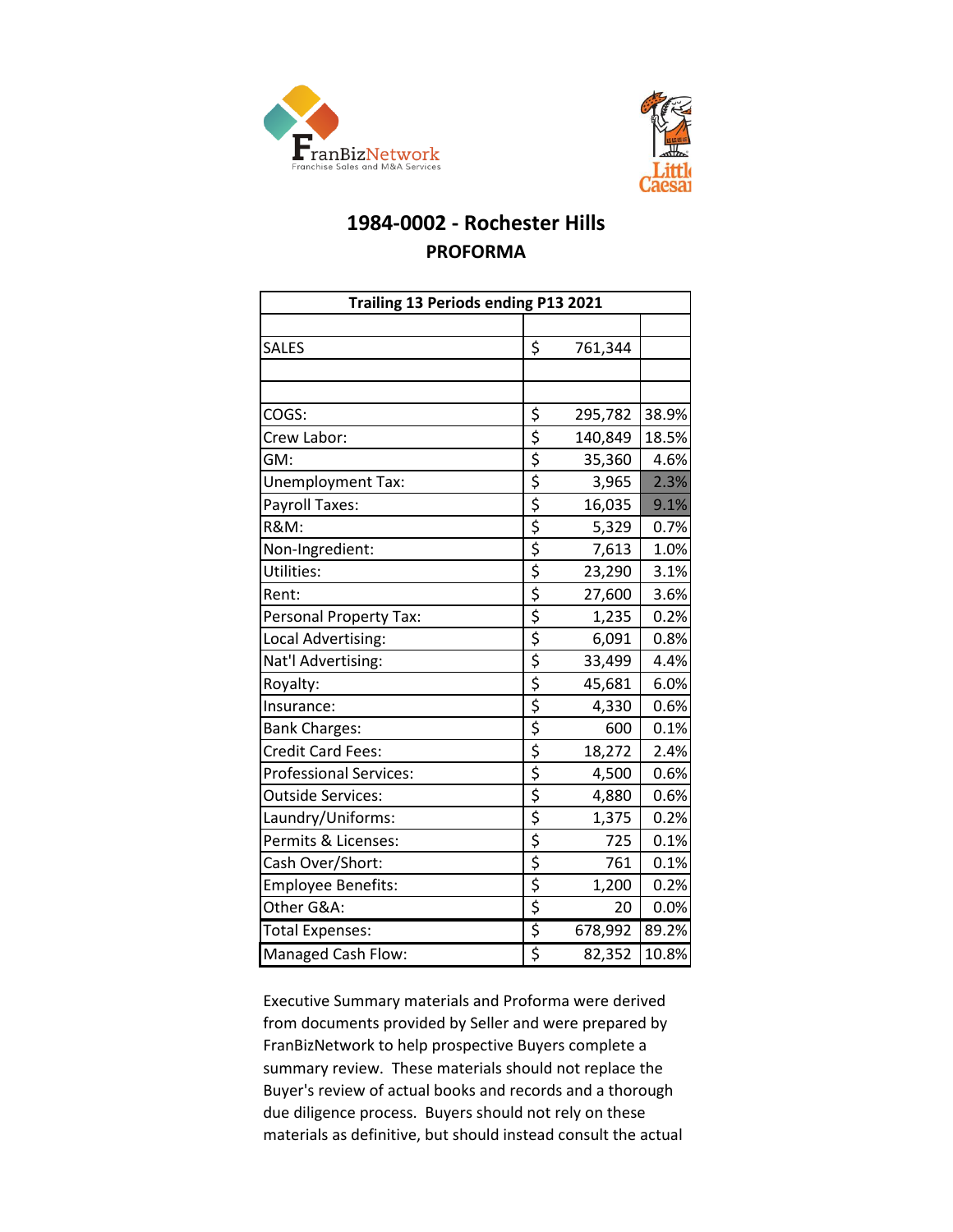FranBizNetwork
Franchise Sales and M&A Services

Little Caesars

# 1984-0002 - Rochester Hills

## PROFORMA

| Trailing 13 Periods ending P13 2021 | | |
|---|---|---|
| | | |
| SALES | $ 761,344 | |
| | | |
| | | |
| COGS: | $ 295,782 | 38.9% |
| Crew Labor: | $ 140,849 | 18.5% |
| GM: | $ 35,360 | 4.6% |
| Unemployment Tax: | $ 3,965 | 2.3% |
| Payroll Taxes: | $ 16,035 | 9.1% |
| R&M: | $ 5,329 | 0.7% |
| Non-Ingredient: | $ 7,613 | 1.0% |
| Utilities: | $ 23,290 | 3.1% |
| Rent: | $ 27,600 | 3.6% |
| Personal Property Tax: | $ 1,235 | 0.2% |
| Local Advertising: | $ 6,091 | 0.8% |
| Nat'l Advertising: | $ 33,499 | 4.4% |
| Royalty: | $ 45,681 | 6.0% |
| Insurance: | $ 4,330 | 0.6% |
| Bank Charges: | $ 600 | 0.1% |
| Credit Card Fees: | $ 18,272 | 2.4% |
| Professional Services: | $ 4,500 | 0.6% |
| Outside Services: | $ 4,880 | 0.6% |
| Laundry/Uniforms: | $ 1,375 | 0.2% |
| Permits & Licenses: | $ 725 | 0.1% |
| Cash Over/Short: | $ 761 | 0.1% |
| Employee Benefits: | $ 1,200 | 0.2% |
| Other G&A: | $ 20 | 0.0% |
| Total Expenses: | $ 678,992 | 89.2% |
| Managed Cash Flow: | $ 82,352 | 10.8% |

Executive Summary materials and Proforma were derived from documents provided by Seller and were prepared by FranBizNetwork to help prospective Buyers complete a summary review. These materials should not replace the Buyer's review of actual books and records and a thorough due diligence process. Buyers should not rely on these materials as definitive, but should instead consult the actual